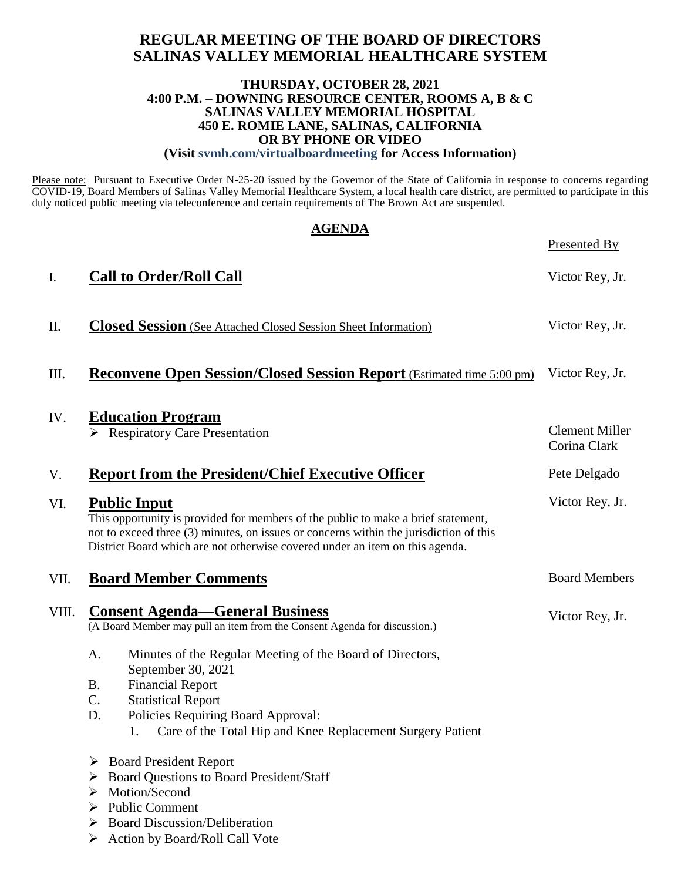# REGULAR MEETING OF THE BOARD OF DIRECTORS
# SALINAS VALLEY MEMORIAL HEALTHCARE SYSTEM

**THURSDAY, OCTOBER 28, 2021**
**4:00 P.M. – DOWNING RESOURCE CENTER, ROOMS A, B & C**
**SALINAS VALLEY MEMORIAL HOSPITAL**
**450 E. ROMIE LANE, SALINAS, CALIFORNIA**
**OR BY PHONE OR VIDEO**
**(Visit svmh.com/virtualboardmeeting for Access Information)**

Please note: Pursuant to Executive Order N-25-20 issued by the Governor of the State of California in response to concerns regarding COVID-19, Board Members of Salinas Valley Memorial Healthcare System, a local health care district, are permitted to participate in this duly noticed public meeting via teleconference and certain requirements of The Brown Act are suspended.

## AGENDA

| | | Presented By |
|---|---|---|
| I. | **Call to Order/Roll Call** | Victor Rey, Jr. |
| II. | **Closed Session** (See Attached Closed Session Sheet Information) | Victor Rey, Jr. |
| III. | **Reconvene Open Session/Closed Session Report** (Estimated time 5:00 pm) | Victor Rey, Jr. |
| IV. | **Education Program**<br>➢ Respiratory Care Presentation | Clement Miller<br>Corina Clark |
| V. | **Report from the President/Chief Executive Officer** | Pete Delgado |
| VI. | **Public Input**<br>This opportunity is provided for members of the public to make a brief statement, not to exceed three (3) minutes, on issues or concerns within the jurisdiction of this District Board which are not otherwise covered under an item on this agenda. | Victor Rey, Jr. |
| VII. | **Board Member Comments** | Board Members |
| VIII. | **Consent Agenda—General Business**<br>(A Board Member may pull an item from the Consent Agenda for discussion.) | Victor Rey, Jr. |

A. Minutes of the Regular Meeting of the Board of Directors, September 30, 2021
B. Financial Report
C. Statistical Report
D. Policies Requiring Board Approval:
   1. Care of the Total Hip and Knee Replacement Surgery Patient

- ➢ Board President Report
- ➢ Board Questions to Board President/Staff
- ➢ Motion/Second
- ➢ Public Comment
- ➢ Board Discussion/Deliberation
- ➢ Action by Board/Roll Call Vote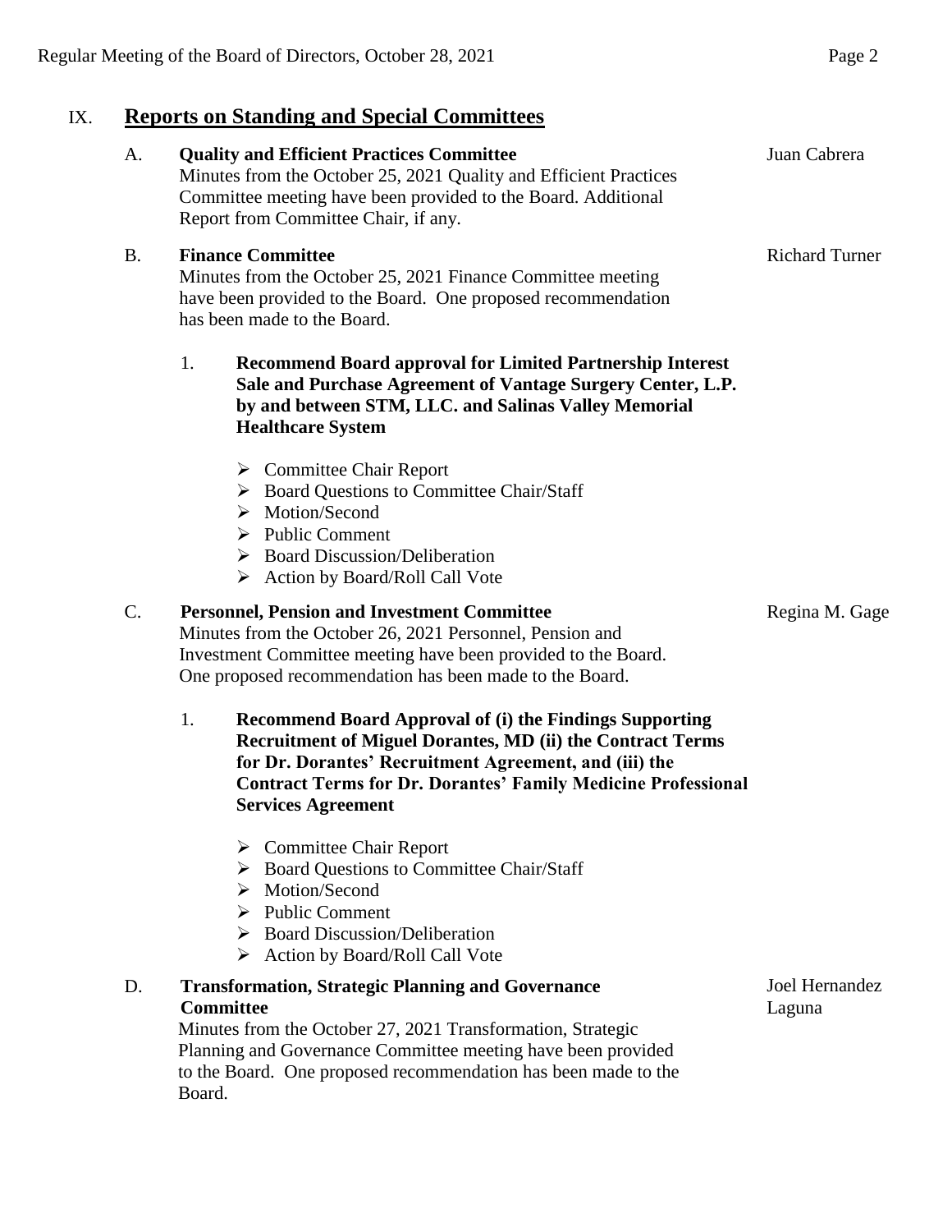## IX. Reports on Standing and Special Committees

A. **Quality and Efficient Practices Committee** — Juan Cabrera

Minutes from the October 25, 2021 Quality and Efficient Practices Committee meeting have been provided to the Board. Additional Report from Committee Chair, if any.

B. **Finance Committee** — Richard Turner

Minutes from the October 25, 2021 Finance Committee meeting have been provided to the Board. One proposed recommendation has been made to the Board.

1. **Recommend Board approval for Limited Partnership Interest Sale and Purchase Agreement of Vantage Surgery Center, L.P. by and between STM, LLC. and Salinas Valley Memorial Healthcare System**

   - Committee Chair Report
   - Board Questions to Committee Chair/Staff
   - Motion/Second
   - Public Comment
   - Board Discussion/Deliberation
   - Action by Board/Roll Call Vote

C. **Personnel, Pension and Investment Committee** — Regina M. Gage

Minutes from the October 26, 2021 Personnel, Pension and Investment Committee meeting have been provided to the Board. One proposed recommendation has been made to the Board.

1. **Recommend Board Approval of (i) the Findings Supporting Recruitment of Miguel Dorantes, MD (ii) the Contract Terms for Dr. Dorantes' Recruitment Agreement, and (iii) the Contract Terms for Dr. Dorantes' Family Medicine Professional Services Agreement**

   - Committee Chair Report
   - Board Questions to Committee Chair/Staff
   - Motion/Second
   - Public Comment
   - Board Discussion/Deliberation
   - Action by Board/Roll Call Vote

D. **Transformation, Strategic Planning and Governance Committee** — Joel Hernandez Laguna

Minutes from the October 27, 2021 Transformation, Strategic Planning and Governance Committee meeting have been provided to the Board. One proposed recommendation has been made to the Board.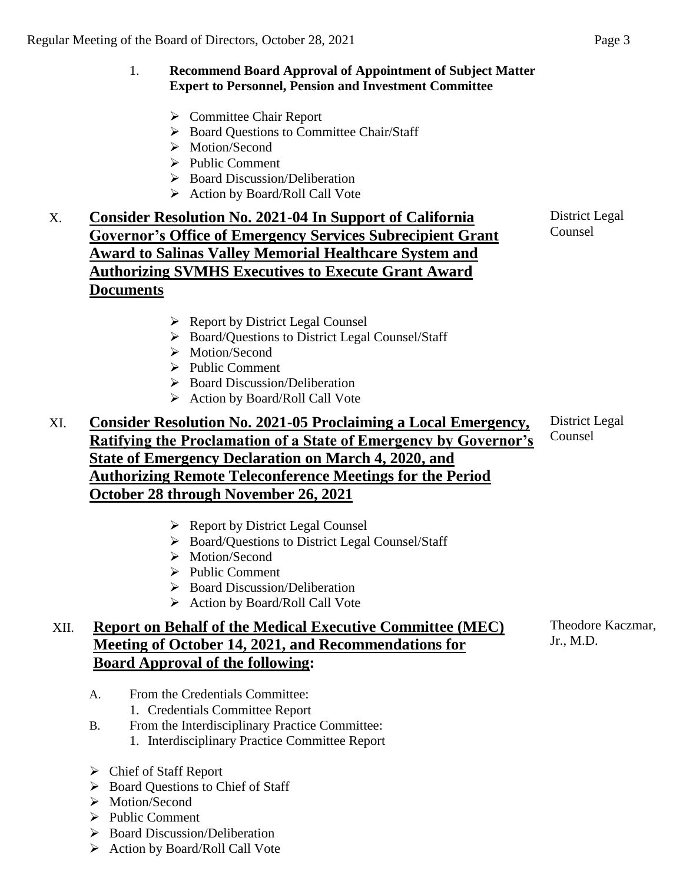1. **Recommend Board Approval of Appointment of Subject Matter Expert to Personnel, Pension and Investment Committee**

   - Committee Chair Report
   - Board Questions to Committee Chair/Staff
   - Motion/Second
   - Public Comment
   - Board Discussion/Deliberation
   - Action by Board/Roll Call Vote

## X. **Consider Resolution No. 2021-04 In Support of California Governor's Office of Emergency Services Subrecipient Grant Award to Salinas Valley Memorial Healthcare System and Authorizing SVMHS Executives to Execute Grant Award Documents**

District Legal Counsel

- Report by District Legal Counsel
- Board/Questions to District Legal Counsel/Staff
- Motion/Second
- Public Comment
- Board Discussion/Deliberation
- Action by Board/Roll Call Vote

## XI. **Consider Resolution No. 2021-05 Proclaiming a Local Emergency, Ratifying the Proclamation of a State of Emergency by Governor's State of Emergency Declaration on March 4, 2020, and Authorizing Remote Teleconference Meetings for the Period October 28 through November 26, 2021**

District Legal Counsel

- Report by District Legal Counsel
- Board/Questions to District Legal Counsel/Staff
- Motion/Second
- Public Comment
- Board Discussion/Deliberation
- Action by Board/Roll Call Vote

## XII. **Report on Behalf of the Medical Executive Committee (MEC) Meeting of October 14, 2021, and Recommendations for Board Approval of the following:**

Theodore Kaczmar, Jr., M.D.

A. From the Credentials Committee:
   1. Credentials Committee Report

B. From the Interdisciplinary Practice Committee:
   1. Interdisciplinary Practice Committee Report

- Chief of Staff Report
- Board Questions to Chief of Staff
- Motion/Second
- Public Comment
- Board Discussion/Deliberation
- Action by Board/Roll Call Vote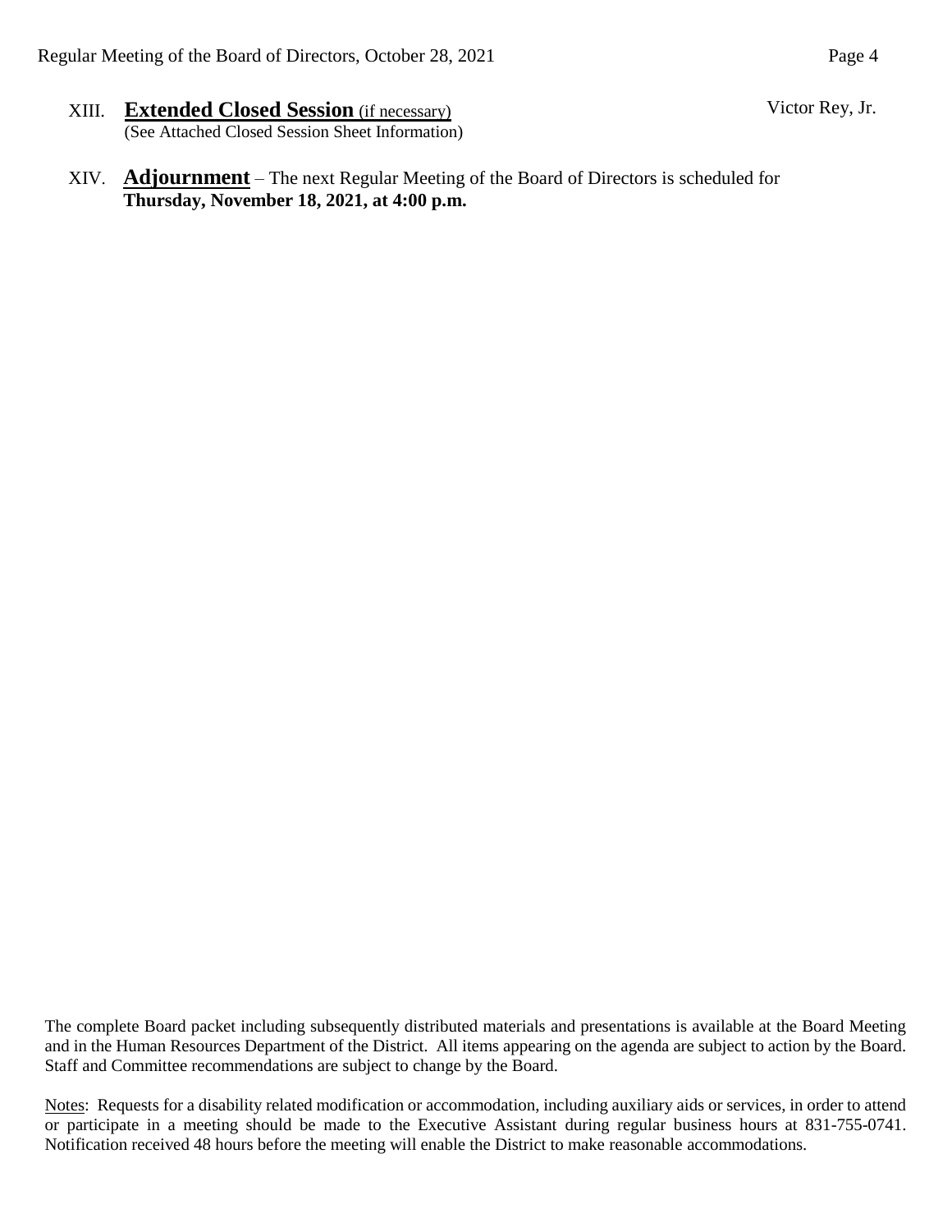XIII. **Extended Closed Session** (if necessary) — Victor Rey, Jr.
(See Attached Closed Session Sheet Information)

XIV. **Adjournment** – The next Regular Meeting of the Board of Directors is scheduled for **Thursday, November 18, 2021, at 4:00 p.m.**

The complete Board packet including subsequently distributed materials and presentations is available at the Board Meeting and in the Human Resources Department of the District. All items appearing on the agenda are subject to action by the Board. Staff and Committee recommendations are subject to change by the Board.

Notes: Requests for a disability related modification or accommodation, including auxiliary aids or services, in order to attend or participate in a meeting should be made to the Executive Assistant during regular business hours at 831-755-0741. Notification received 48 hours before the meeting will enable the District to make reasonable accommodations.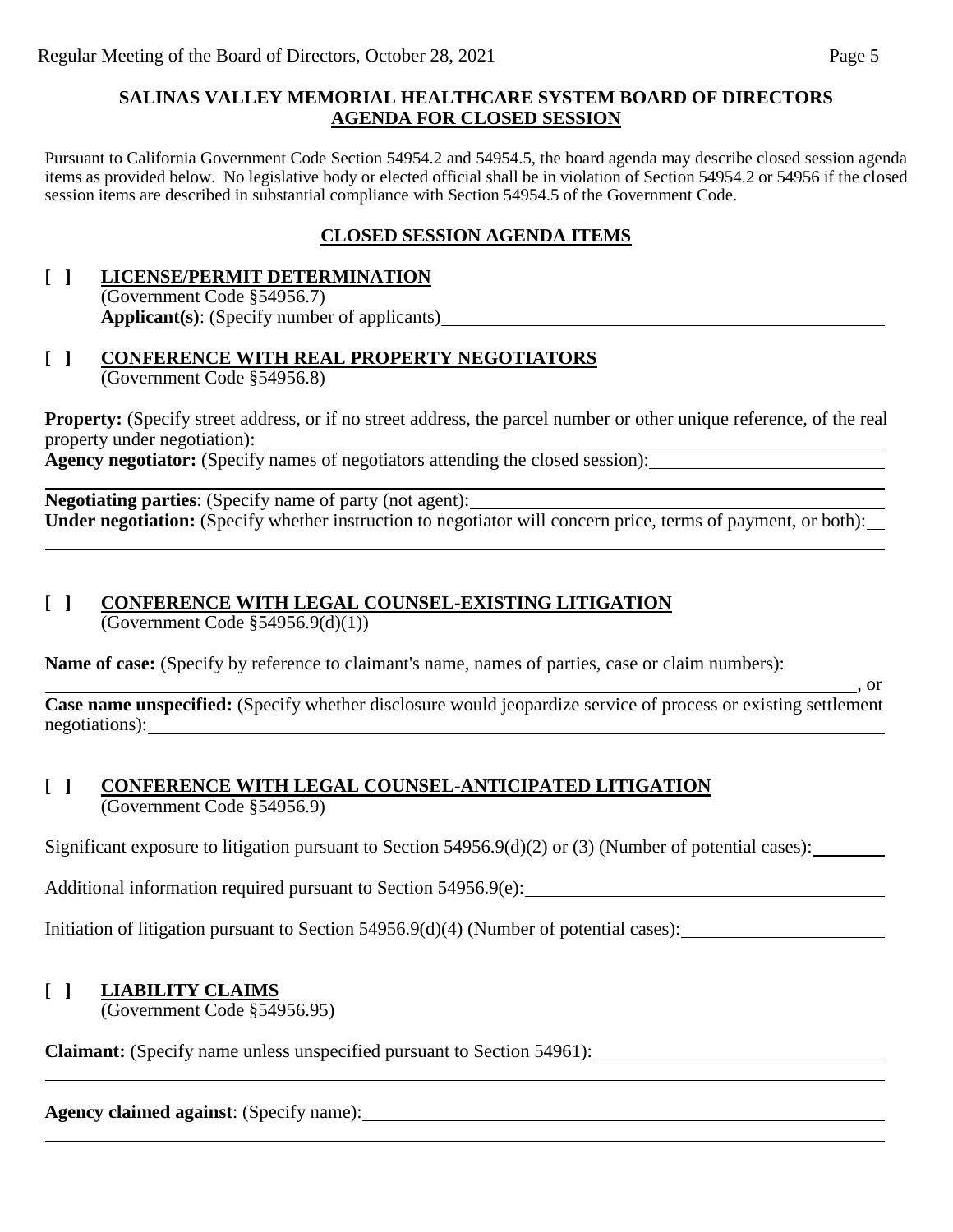**SALINAS VALLEY MEMORIAL HEALTHCARE SYSTEM BOARD OF DIRECTORS**
**AGENDA FOR CLOSED SESSION**

Pursuant to California Government Code Section 54954.2 and 54954.5, the board agenda may describe closed session agenda items as provided below. No legislative body or elected official shall be in violation of Section 54954.2 or 54956 if the closed session items are described in substantial compliance with Section 54954.5 of the Government Code.

**CLOSED SESSION AGENDA ITEMS**

**[ ] LICENSE/PERMIT DETERMINATION**
(Government Code §54956.7)
**Applicant(s)**: (Specify number of applicants)\_\_\_\_\_\_\_\_\_\_\_\_\_\_\_\_\_\_\_\_\_\_\_\_\_\_\_\_\_\_\_\_\_\_\_\_\_\_\_\_\_\_\_\_\_\_\_\_

**[ ] CONFERENCE WITH REAL PROPERTY NEGOTIATORS**
(Government Code §54956.8)

**Property:** (Specify street address, or if no street address, the parcel number or other unique reference, of the real property under negotiation): \_\_\_\_\_\_\_\_\_\_\_\_\_\_\_\_\_\_\_\_\_\_\_\_\_\_\_\_\_\_\_\_\_\_\_\_\_\_\_\_\_\_\_\_\_\_\_\_\_\_\_\_\_\_\_\_\_\_\_\_\_\_\_\_\_\_\_\_\_\_\_\_\_\_\_\_

**Agency negotiator:** (Specify names of negotiators attending the closed session):\_\_\_\_\_\_\_\_\_\_\_\_\_\_\_\_\_\_\_\_\_\_\_\_\_\_\_\_\_\_\_\_\_\_\_\_\_\_\_\_

**Negotiating parties**: (Specify name of party (not agent):\_\_\_\_\_\_\_\_\_\_\_\_\_\_\_\_\_\_\_\_\_\_\_\_\_\_\_\_\_\_\_\_\_\_\_\_\_\_\_\_\_\_\_\_\_\_\_\_\_\_\_\_\_\_\_\_\_\_

**Under negotiation:** (Specify whether instruction to negotiator will concern price, terms of payment, or both):\_\_

**[ ] CONFERENCE WITH LEGAL COUNSEL-EXISTING LITIGATION**
(Government Code §54956.9(d)(1))

**Name of case:** (Specify by reference to claimant's name, names of parties, case or claim numbers):
\_\_\_\_\_\_\_\_\_\_\_\_\_\_\_\_\_\_\_\_\_\_\_\_\_\_\_\_\_\_\_\_\_\_\_\_\_\_\_\_\_\_\_\_\_\_\_\_\_\_\_\_\_\_\_\_\_\_\_\_\_\_\_\_\_\_\_\_\_\_\_\_\_\_\_\_\_\_\_\_\_\_\_\_\_\_\_\_\_\_\_\_\_\_, or

**Case name unspecified:** (Specify whether disclosure would jeopardize service of process or existing settlement negotiations):\_\_\_\_\_\_\_\_\_\_\_\_\_\_\_\_\_\_\_\_\_\_\_\_\_\_\_\_\_\_\_\_\_\_\_\_\_\_\_\_\_\_\_\_\_\_\_\_\_\_\_\_\_\_\_\_\_\_\_\_\_\_\_\_\_\_\_\_\_\_\_\_\_\_\_\_\_\_\_\_\_\_\_\_

**[ ] CONFERENCE WITH LEGAL COUNSEL-ANTICIPATED LITIGATION**
(Government Code §54956.9)

Significant exposure to litigation pursuant to Section 54956.9(d)(2) or (3) (Number of potential cases):\_\_\_\_\_\_\_\_

Additional information required pursuant to Section 54956.9(e):\_\_\_\_\_\_\_\_\_\_\_\_\_\_\_\_\_\_\_\_\_\_\_\_\_\_\_\_\_\_\_\_\_\_\_\_\_\_\_\_\_\_\_\_

Initiation of litigation pursuant to Section 54956.9(d)(4) (Number of potential cases):\_\_\_\_\_\_\_\_\_\_\_\_\_\_\_\_\_\_\_\_\_\_\_\_

**[ ] LIABILITY CLAIMS**
(Government Code §54956.95)

**Claimant:** (Specify name unless unspecified pursuant to Section 54961):\_\_\_\_\_\_\_\_\_\_\_\_\_\_\_\_\_\_\_\_\_\_\_\_\_\_\_\_\_\_\_\_\_\_\_\_\_\_

**Agency claimed against**: (Specify name):\_\_\_\_\_\_\_\_\_\_\_\_\_\_\_\_\_\_\_\_\_\_\_\_\_\_\_\_\_\_\_\_\_\_\_\_\_\_\_\_\_\_\_\_\_\_\_\_\_\_\_\_\_\_\_\_\_\_\_\_\_\_\_\_\_\_\_\_\_\_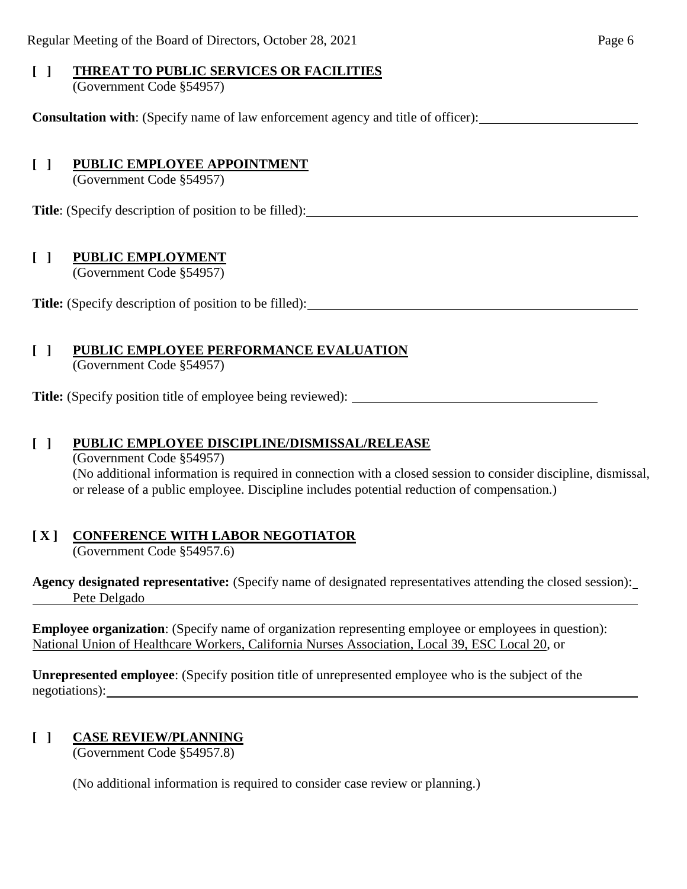**[ ] THREAT TO PUBLIC SERVICES OR FACILITIES**
(Government Code §54957)

**Consultation with**: (Specify name of law enforcement agency and title of officer):

**[ ] PUBLIC EMPLOYEE APPOINTMENT**
(Government Code §54957)

**Title**: (Specify description of position to be filled):

**[ ] PUBLIC EMPLOYMENT**
(Government Code §54957)

**Title:** (Specify description of position to be filled):

**[ ] PUBLIC EMPLOYEE PERFORMANCE EVALUATION**
(Government Code §54957)

**Title:** (Specify position title of employee being reviewed):

**[ ] PUBLIC EMPLOYEE DISCIPLINE/DISMISSAL/RELEASE**
(Government Code §54957)
(No additional information is required in connection with a closed session to consider discipline, dismissal, or release of a public employee. Discipline includes potential reduction of compensation.)

**[ X ] CONFERENCE WITH LABOR NEGOTIATOR**
(Government Code §54957.6)

**Agency designated representative:** (Specify name of designated representatives attending the closed session): Pete Delgado

**Employee organization**: (Specify name of organization representing employee or employees in question): National Union of Healthcare Workers, California Nurses Association, Local 39, ESC Local 20, or

**Unrepresented employee**: (Specify position title of unrepresented employee who is the subject of the negotiations):

**[ ] CASE REVIEW/PLANNING**
(Government Code §54957.8)

(No additional information is required to consider case review or planning.)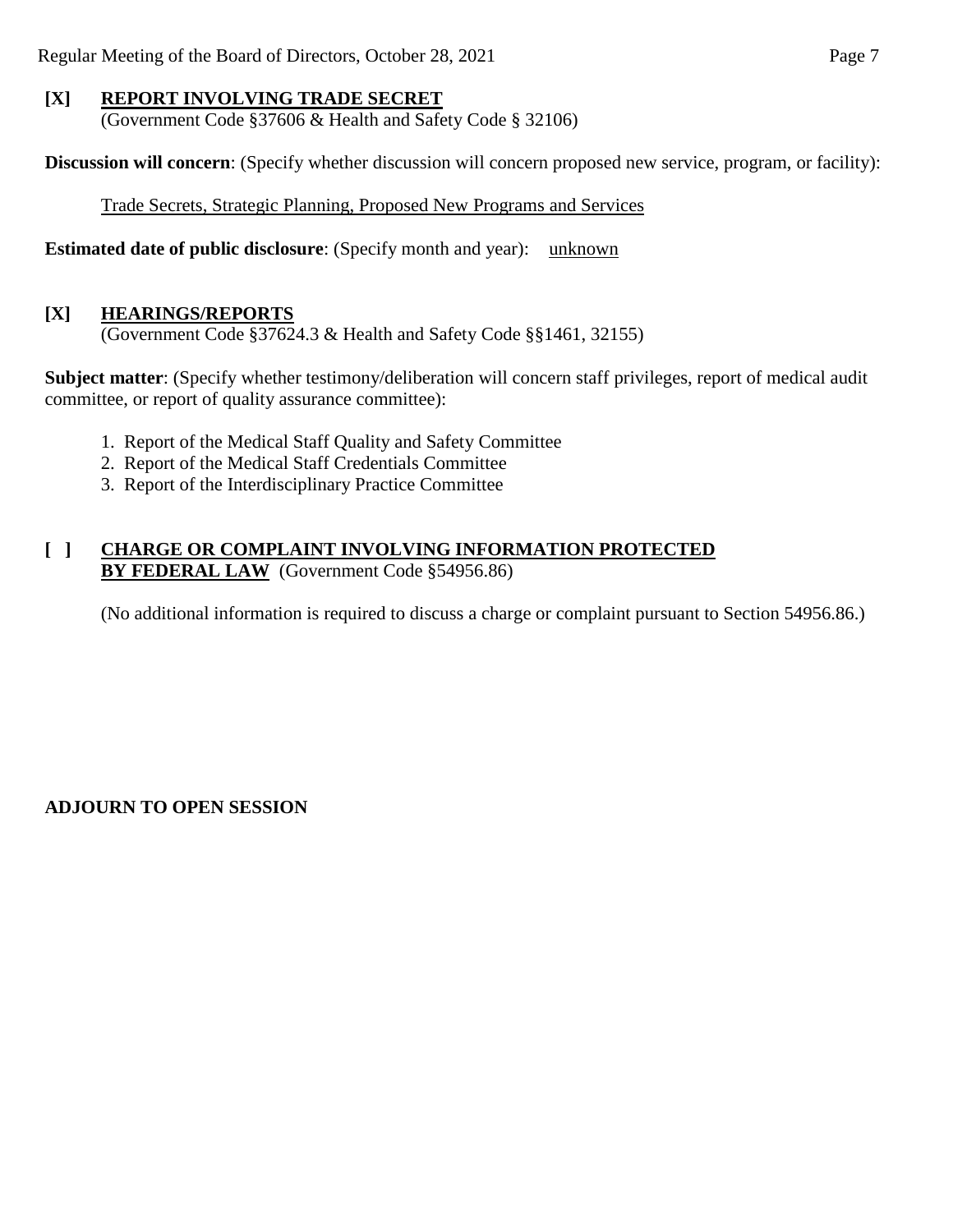**[X] REPORT INVOLVING TRADE SECRET**
(Government Code §37606 & Health and Safety Code § 32106)

**Discussion will concern**: (Specify whether discussion will concern proposed new service, program, or facility):

Trade Secrets, Strategic Planning, Proposed New Programs and Services

**Estimated date of public disclosure**: (Specify month and year): unknown

**[X] HEARINGS/REPORTS**
(Government Code §37624.3 & Health and Safety Code §§1461, 32155)

**Subject matter**: (Specify whether testimony/deliberation will concern staff privileges, report of medical audit committee, or report of quality assurance committee):

1. Report of the Medical Staff Quality and Safety Committee
2. Report of the Medical Staff Credentials Committee
3. Report of the Interdisciplinary Practice Committee

**[ ] CHARGE OR COMPLAINT INVOLVING INFORMATION PROTECTED BY FEDERAL LAW** (Government Code §54956.86)

(No additional information is required to discuss a charge or complaint pursuant to Section 54956.86.)

**ADJOURN TO OPEN SESSION**